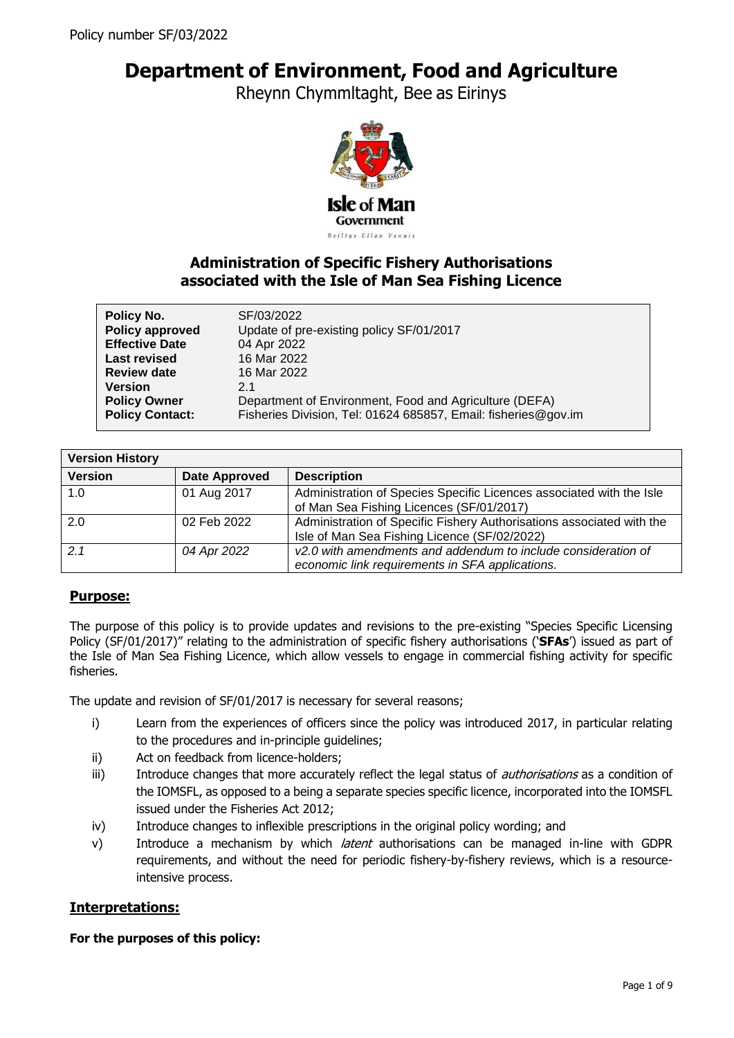# Department of Environment, Food and Agriculture

Rheynn Chymmltaght, Bee as Eirinys

Isle of Man Government

Reiltys Ellan Vannin

## Administration of Specific Fishery Authorisations associated with the Isle of Man Sea Fishing Licence

| | |
|---|---|
| **Policy No.** | SF/03/2022 |
| **Policy approved** | Update of pre-existing policy SF/01/2017 |
| **Effective Date** | 04 Apr 2022 |
| **Last revised** | 16 Mar 2022 |
| **Review date** | 16 Mar 2022 |
| **Version** | 2.1 |
| **Policy Owner** | Department of Environment, Food and Agriculture (DEFA) |
| **Policy Contact:** | Fisheries Division, Tel: 01624 685857, Email: fisheries@gov.im |

| **Version History** | | |
|---|---|---|
| **Version** | **Date Approved** | **Description** |
| 1.0 | 01 Aug 2017 | Administration of Species Specific Licences associated with the Isle of Man Sea Fishing Licences (SF/01/2017) |
| 2.0 | 02 Feb 2022 | Administration of Specific Fishery Authorisations associated with the Isle of Man Sea Fishing Licence (SF/02/2022) |
| *2.1* | *04 Apr 2022* | *v2.0 with amendments and addendum to include consideration of economic link requirements in SFA applications.* |

## Purpose:

The purpose of this policy is to provide updates and revisions to the pre-existing "Species Specific Licensing Policy (SF/01/2017)" relating to the administration of specific fishery authorisations ('**SFAs**') issued as part of the Isle of Man Sea Fishing Licence, which allow vessels to engage in commercial fishing activity for specific fisheries.

The update and revision of SF/01/2017 is necessary for several reasons;

i) Learn from the experiences of officers since the policy was introduced 2017, in particular relating to the procedures and in-principle guidelines;
ii) Act on feedback from licence-holders;
iii) Introduce changes that more accurately reflect the legal status of *authorisations* as a condition of the IOMSFL, as opposed to a being a separate species specific licence, incorporated into the IOMSFL issued under the Fisheries Act 2012;
iv) Introduce changes to inflexible prescriptions in the original policy wording; and
v) Introduce a mechanism by which *latent* authorisations can be managed in-line with GDPR requirements, and without the need for periodic fishery-by-fishery reviews, which is a resource-intensive process.

## Interpretations:

**For the purposes of this policy:**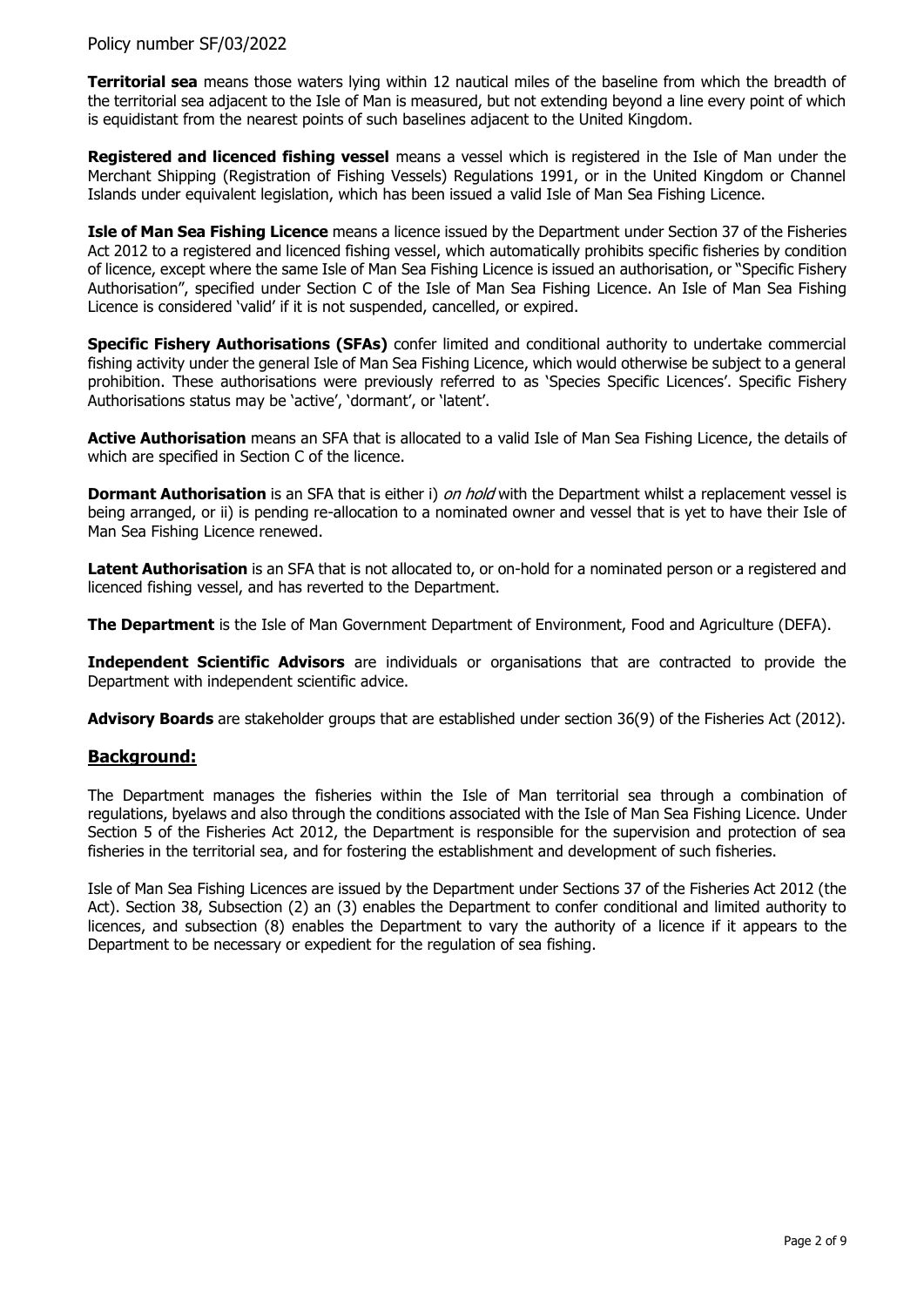**Territorial sea** means those waters lying within 12 nautical miles of the baseline from which the breadth of the territorial sea adjacent to the Isle of Man is measured, but not extending beyond a line every point of which is equidistant from the nearest points of such baselines adjacent to the United Kingdom.

**Registered and licenced fishing vessel** means a vessel which is registered in the Isle of Man under the Merchant Shipping (Registration of Fishing Vessels) Regulations 1991, or in the United Kingdom or Channel Islands under equivalent legislation, which has been issued a valid Isle of Man Sea Fishing Licence.

**Isle of Man Sea Fishing Licence** means a licence issued by the Department under Section 37 of the Fisheries Act 2012 to a registered and licenced fishing vessel, which automatically prohibits specific fisheries by condition of licence, except where the same Isle of Man Sea Fishing Licence is issued an authorisation, or "Specific Fishery Authorisation", specified under Section C of the Isle of Man Sea Fishing Licence. An Isle of Man Sea Fishing Licence is considered 'valid' if it is not suspended, cancelled, or expired.

**Specific Fishery Authorisations (SFAs)** confer limited and conditional authority to undertake commercial fishing activity under the general Isle of Man Sea Fishing Licence, which would otherwise be subject to a general prohibition. These authorisations were previously referred to as 'Species Specific Licences'. Specific Fishery Authorisations status may be 'active', 'dormant', or 'latent'.

**Active Authorisation** means an SFA that is allocated to a valid Isle of Man Sea Fishing Licence, the details of which are specified in Section C of the licence.

**Dormant Authorisation** is an SFA that is either i) *on hold* with the Department whilst a replacement vessel is being arranged, or ii) is pending re-allocation to a nominated owner and vessel that is yet to have their Isle of Man Sea Fishing Licence renewed.

**Latent Authorisation** is an SFA that is not allocated to, or on-hold for a nominated person or a registered and licenced fishing vessel, and has reverted to the Department.

**The Department** is the Isle of Man Government Department of Environment, Food and Agriculture (DEFA).

**Independent Scientific Advisors** are individuals or organisations that are contracted to provide the Department with independent scientific advice.

**Advisory Boards** are stakeholder groups that are established under section 36(9) of the Fisheries Act (2012).

## Background:

The Department manages the fisheries within the Isle of Man territorial sea through a combination of regulations, byelaws and also through the conditions associated with the Isle of Man Sea Fishing Licence. Under Section 5 of the Fisheries Act 2012, the Department is responsible for the supervision and protection of sea fisheries in the territorial sea, and for fostering the establishment and development of such fisheries.

Isle of Man Sea Fishing Licences are issued by the Department under Sections 37 of the Fisheries Act 2012 (the Act). Section 38, Subsection (2) an (3) enables the Department to confer conditional and limited authority to licences, and subsection (8) enables the Department to vary the authority of a licence if it appears to the Department to be necessary or expedient for the regulation of sea fishing.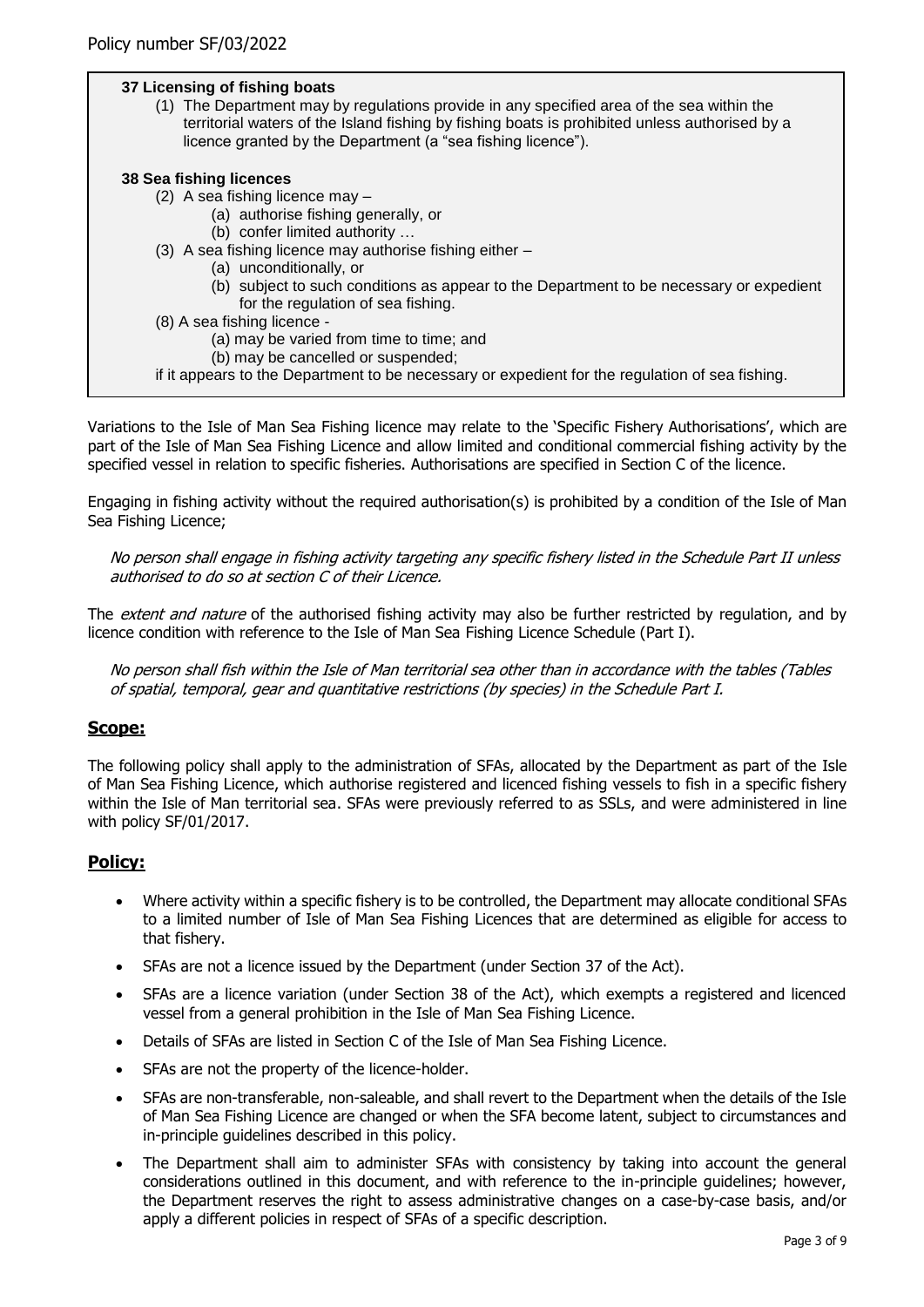**37 Licensing of fishing boats**

(1) The Department may by regulations provide in any specified area of the sea within the territorial waters of the Island fishing by fishing boats is prohibited unless authorised by a licence granted by the Department (a "sea fishing licence").

**38 Sea fishing licences**

(2) A sea fishing licence may –
 (a) authorise fishing generally, or
 (b) confer limited authority …

(3) A sea fishing licence may authorise fishing either –
 (a) unconditionally, or
 (b) subject to such conditions as appear to the Department to be necessary or expedient for the regulation of sea fishing.

(8) A sea fishing licence -
 (a) may be varied from time to time; and
 (b) may be cancelled or suspended;

if it appears to the Department to be necessary or expedient for the regulation of sea fishing.

Variations to the Isle of Man Sea Fishing licence may relate to the 'Specific Fishery Authorisations', which are part of the Isle of Man Sea Fishing Licence and allow limited and conditional commercial fishing activity by the specified vessel in relation to specific fisheries. Authorisations are specified in Section C of the licence.

Engaging in fishing activity without the required authorisation(s) is prohibited by a condition of the Isle of Man Sea Fishing Licence;

*No person shall engage in fishing activity targeting any specific fishery listed in the Schedule Part II unless authorised to do so at section C of their Licence.*

The *extent and nature* of the authorised fishing activity may also be further restricted by regulation, and by licence condition with reference to the Isle of Man Sea Fishing Licence Schedule (Part I).

*No person shall fish within the Isle of Man territorial sea other than in accordance with the tables (Tables of spatial, temporal, gear and quantitative restrictions (by species) in the Schedule Part I.*

## Scope:

The following policy shall apply to the administration of SFAs, allocated by the Department as part of the Isle of Man Sea Fishing Licence, which authorise registered and licenced fishing vessels to fish in a specific fishery within the Isle of Man territorial sea. SFAs were previously referred to as SSLs, and were administered in line with policy SF/01/2017.

## Policy:

- Where activity within a specific fishery is to be controlled, the Department may allocate conditional SFAs to a limited number of Isle of Man Sea Fishing Licences that are determined as eligible for access to that fishery.
- SFAs are not a licence issued by the Department (under Section 37 of the Act).
- SFAs are a licence variation (under Section 38 of the Act), which exempts a registered and licenced vessel from a general prohibition in the Isle of Man Sea Fishing Licence.
- Details of SFAs are listed in Section C of the Isle of Man Sea Fishing Licence.
- SFAs are not the property of the licence-holder.
- SFAs are non-transferable, non-saleable, and shall revert to the Department when the details of the Isle of Man Sea Fishing Licence are changed or when the SFA become latent, subject to circumstances and in-principle guidelines described in this policy.
- The Department shall aim to administer SFAs with consistency by taking into account the general considerations outlined in this document, and with reference to the in-principle guidelines; however, the Department reserves the right to assess administrative changes on a case-by-case basis, and/or apply a different policies in respect of SFAs of a specific description.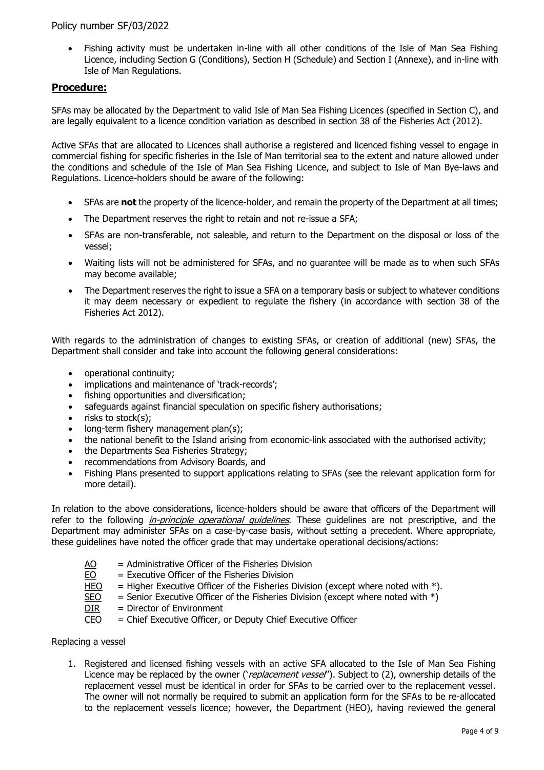- Fishing activity must be undertaken in-line with all other conditions of the Isle of Man Sea Fishing Licence, including Section G (Conditions), Section H (Schedule) and Section I (Annexe), and in-line with Isle of Man Regulations.

## Procedure:

SFAs may be allocated by the Department to valid Isle of Man Sea Fishing Licences (specified in Section C), and are legally equivalent to a licence condition variation as described in section 38 of the Fisheries Act (2012).

Active SFAs that are allocated to Licences shall authorise a registered and licenced fishing vessel to engage in commercial fishing for specific fisheries in the Isle of Man territorial sea to the extent and nature allowed under the conditions and schedule of the Isle of Man Sea Fishing Licence, and subject to Isle of Man Bye-laws and Regulations. Licence-holders should be aware of the following:

- SFAs are **not** the property of the licence-holder, and remain the property of the Department at all times;
- The Department reserves the right to retain and not re-issue a SFA;
- SFAs are non-transferable, not saleable, and return to the Department on the disposal or loss of the vessel;
- Waiting lists will not be administered for SFAs, and no guarantee will be made as to when such SFAs may become available;
- The Department reserves the right to issue a SFA on a temporary basis or subject to whatever conditions it may deem necessary or expedient to regulate the fishery (in accordance with section 38 of the Fisheries Act 2012).

With regards to the administration of changes to existing SFAs, or creation of additional (new) SFAs, the Department shall consider and take into account the following general considerations:

- operational continuity;
- implications and maintenance of 'track-records';
- fishing opportunities and diversification;
- safeguards against financial speculation on specific fishery authorisations;
- risks to stock(s);
- long-term fishery management plan(s);
- the national benefit to the Island arising from economic-link associated with the authorised activity;
- the Departments Sea Fisheries Strategy;
- recommendations from Advisory Boards, and
- Fishing Plans presented to support applications relating to SFAs (see the relevant application form for more detail).

In relation to the above considerations, licence-holders should be aware that officers of the Department will refer to the following *in-principle operational guidelines*. These guidelines are not prescriptive, and the Department may administer SFAs on a case-by-case basis, without setting a precedent. Where appropriate, these guidelines have noted the officer grade that may undertake operational decisions/actions:

- AO = Administrative Officer of the Fisheries Division
- EO = Executive Officer of the Fisheries Division
- HEO = Higher Executive Officer of the Fisheries Division (except where noted with *).
- SEO = Senior Executive Officer of the Fisheries Division (except where noted with *)
- DIR = Director of Environment
- CEO = Chief Executive Officer, or Deputy Chief Executive Officer

Replacing a vessel

1. Registered and licensed fishing vessels with an active SFA allocated to the Isle of Man Sea Fishing Licence may be replaced by the owner ('*replacement vessel*'). Subject to (2), ownership details of the replacement vessel must be identical in order for SFAs to be carried over to the replacement vessel. The owner will not normally be required to submit an application form for the SFAs to be re-allocated to the replacement vessels licence; however, the Department (HEO), having reviewed the general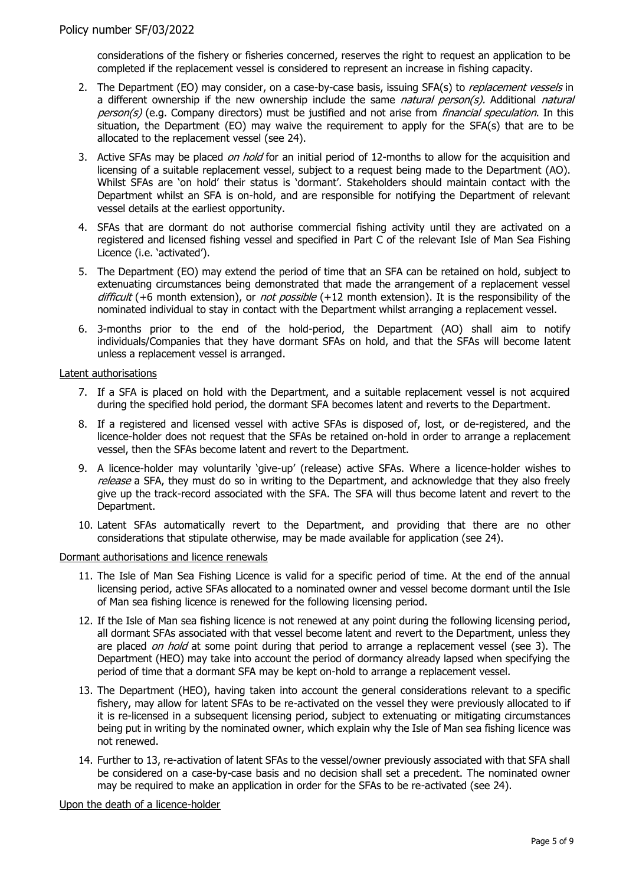considerations of the fishery or fisheries concerned, reserves the right to request an application to be completed if the replacement vessel is considered to represent an increase in fishing capacity.

2. The Department (EO) may consider, on a case-by-case basis, issuing SFA(s) to *replacement vessels* in a different ownership if the new ownership include the same *natural person(s).* Additional *natural person(s)* (e.g. Company directors) must be justified and not arise from *financial speculation*. In this situation, the Department (EO) may waive the requirement to apply for the SFA(s) that are to be allocated to the replacement vessel (see 24).
3. Active SFAs may be placed *on hold* for an initial period of 12-months to allow for the acquisition and licensing of a suitable replacement vessel, subject to a request being made to the Department (AO). Whilst SFAs are 'on hold' their status is 'dormant'. Stakeholders should maintain contact with the Department whilst an SFA is on-hold, and are responsible for notifying the Department of relevant vessel details at the earliest opportunity.
4. SFAs that are dormant do not authorise commercial fishing activity until they are activated on a registered and licensed fishing vessel and specified in Part C of the relevant Isle of Man Sea Fishing Licence (i.e. 'activated').
5. The Department (EO) may extend the period of time that an SFA can be retained on hold, subject to extenuating circumstances being demonstrated that made the arrangement of a replacement vessel *difficult* (+6 month extension), or *not possible* (+12 month extension). It is the responsibility of the nominated individual to stay in contact with the Department whilst arranging a replacement vessel.
6. 3-months prior to the end of the hold-period, the Department (AO) shall aim to notify individuals/Companies that they have dormant SFAs on hold, and that the SFAs will become latent unless a replacement vessel is arranged.

<u>Latent authorisations</u>

7. If a SFA is placed on hold with the Department, and a suitable replacement vessel is not acquired during the specified hold period, the dormant SFA becomes latent and reverts to the Department.
8. If a registered and licensed vessel with active SFAs is disposed of, lost, or de-registered, and the licence-holder does not request that the SFAs be retained on-hold in order to arrange a replacement vessel, then the SFAs become latent and revert to the Department.
9. A licence-holder may voluntarily 'give-up' (release) active SFAs. Where a licence-holder wishes to *release* a SFA, they must do so in writing to the Department, and acknowledge that they also freely give up the track-record associated with the SFA. The SFA will thus become latent and revert to the Department.
10. Latent SFAs automatically revert to the Department, and providing that there are no other considerations that stipulate otherwise, may be made available for application (see 24).

<u>Dormant authorisations and licence renewals</u>

11. The Isle of Man Sea Fishing Licence is valid for a specific period of time. At the end of the annual licensing period, active SFAs allocated to a nominated owner and vessel become dormant until the Isle of Man sea fishing licence is renewed for the following licensing period.
12. If the Isle of Man sea fishing licence is not renewed at any point during the following licensing period, all dormant SFAs associated with that vessel become latent and revert to the Department, unless they are placed *on hold* at some point during that period to arrange a replacement vessel (see 3). The Department (HEO) may take into account the period of dormancy already lapsed when specifying the period of time that a dormant SFA may be kept on-hold to arrange a replacement vessel.
13. The Department (HEO), having taken into account the general considerations relevant to a specific fishery, may allow for latent SFAs to be re-activated on the vessel they were previously allocated to if it is re-licensed in a subsequent licensing period, subject to extenuating or mitigating circumstances being put in writing by the nominated owner, which explain why the Isle of Man sea fishing licence was not renewed.
14. Further to 13, re-activation of latent SFAs to the vessel/owner previously associated with that SFA shall be considered on a case-by-case basis and no decision shall set a precedent. The nominated owner may be required to make an application in order for the SFAs to be re-activated (see 24).

<u>Upon the death of a licence-holder</u>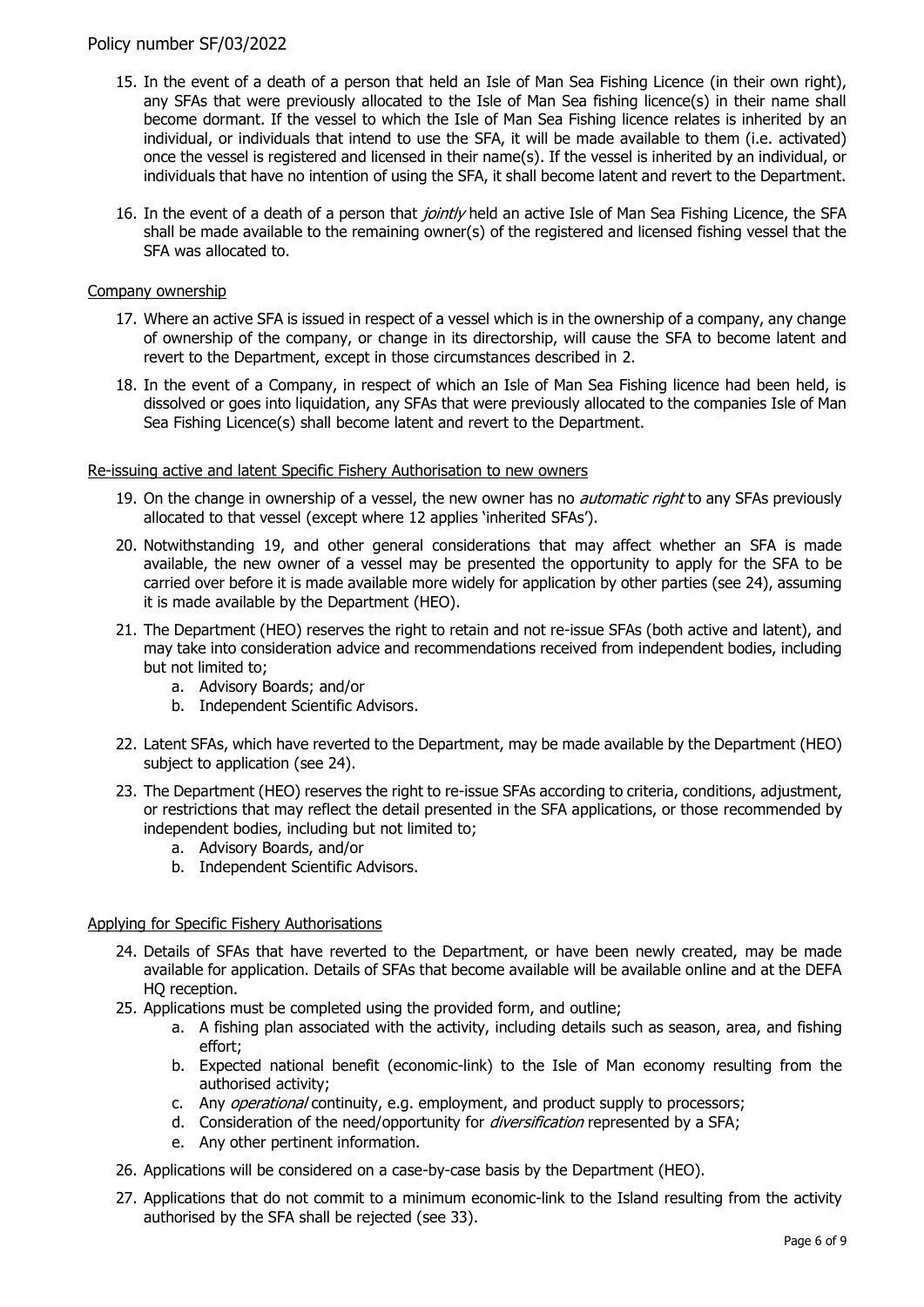15. In the event of a death of a person that held an Isle of Man Sea Fishing Licence (in their own right), any SFAs that were previously allocated to the Isle of Man Sea fishing licence(s) in their name shall become dormant. If the vessel to which the Isle of Man Sea Fishing licence relates is inherited by an individual, or individuals that intend to use the SFA, it will be made available to them (i.e. activated) once the vessel is registered and licensed in their name(s). If the vessel is inherited by an individual, or individuals that have no intention of using the SFA, it shall become latent and revert to the Department.

16. In the event of a death of a person that *jointly* held an active Isle of Man Sea Fishing Licence, the SFA shall be made available to the remaining owner(s) of the registered and licensed fishing vessel that the SFA was allocated to.

Company ownership

17. Where an active SFA is issued in respect of a vessel which is in the ownership of a company, any change of ownership of the company, or change in its directorship, will cause the SFA to become latent and revert to the Department, except in those circumstances described in 2.

18. In the event of a Company, in respect of which an Isle of Man Sea Fishing licence had been held, is dissolved or goes into liquidation, any SFAs that were previously allocated to the companies Isle of Man Sea Fishing Licence(s) shall become latent and revert to the Department.

Re-issuing active and latent Specific Fishery Authorisation to new owners

19. On the change in ownership of a vessel, the new owner has no *automatic right* to any SFAs previously allocated to that vessel (except where 12 applies 'inherited SFAs').

20. Notwithstanding 19, and other general considerations that may affect whether an SFA is made available, the new owner of a vessel may be presented the opportunity to apply for the SFA to be carried over before it is made available more widely for application by other parties (see 24), assuming it is made available by the Department (HEO).

21. The Department (HEO) reserves the right to retain and not re-issue SFAs (both active and latent), and may take into consideration advice and recommendations received from independent bodies, including but not limited to;
    a. Advisory Boards; and/or
    b. Independent Scientific Advisors.

22. Latent SFAs, which have reverted to the Department, may be made available by the Department (HEO) subject to application (see 24).

23. The Department (HEO) reserves the right to re-issue SFAs according to criteria, conditions, adjustment, or restrictions that may reflect the detail presented in the SFA applications, or those recommended by independent bodies, including but not limited to;
    a. Advisory Boards, and/or
    b. Independent Scientific Advisors.

Applying for Specific Fishery Authorisations

24. Details of SFAs that have reverted to the Department, or have been newly created, may be made available for application. Details of SFAs that become available will be available online and at the DEFA HQ reception.

25. Applications must be completed using the provided form, and outline;
    a. A fishing plan associated with the activity, including details such as season, area, and fishing effort;
    b. Expected national benefit (economic-link) to the Isle of Man economy resulting from the authorised activity;
    c. Any *operational* continuity, e.g. employment, and product supply to processors;
    d. Consideration of the need/opportunity for *diversification* represented by a SFA;
    e. Any other pertinent information.

26. Applications will be considered on a case-by-case basis by the Department (HEO).

27. Applications that do not commit to a minimum economic-link to the Island resulting from the activity authorised by the SFA shall be rejected (see 33).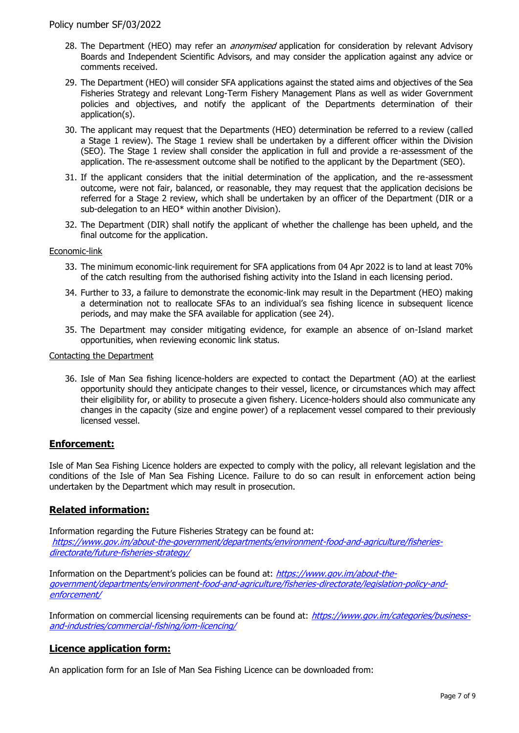28. The Department (HEO) may refer an *anonymised* application for consideration by relevant Advisory Boards and Independent Scientific Advisors, and may consider the application against any advice or comments received.
29. The Department (HEO) will consider SFA applications against the stated aims and objectives of the Sea Fisheries Strategy and relevant Long-Term Fishery Management Plans as well as wider Government policies and objectives, and notify the applicant of the Departments determination of their application(s).
30. The applicant may request that the Departments (HEO) determination be referred to a review (called a Stage 1 review). The Stage 1 review shall be undertaken by a different officer within the Division (SEO). The Stage 1 review shall consider the application in full and provide a re-assessment of the application. The re-assessment outcome shall be notified to the applicant by the Department (SEO).
31. If the applicant considers that the initial determination of the application, and the re-assessment outcome, were not fair, balanced, or reasonable, they may request that the application decisions be referred for a Stage 2 review, which shall be undertaken by an officer of the Department (DIR or a sub-delegation to an HEO* within another Division).
32. The Department (DIR) shall notify the applicant of whether the challenge has been upheld, and the final outcome for the application.

Economic-link

33. The minimum economic-link requirement for SFA applications from 04 Apr 2022 is to land at least 70% of the catch resulting from the authorised fishing activity into the Island in each licensing period.
34. Further to 33, a failure to demonstrate the economic-link may result in the Department (HEO) making a determination not to reallocate SFAs to an individual's sea fishing licence in subsequent licence periods, and may make the SFA available for application (see 24).
35. The Department may consider mitigating evidence, for example an absence of on-Island market opportunities, when reviewing economic link status.

Contacting the Department

36. Isle of Man Sea fishing licence-holders are expected to contact the Department (AO) at the earliest opportunity should they anticipate changes to their vessel, licence, or circumstances which may affect their eligibility for, or ability to prosecute a given fishery. Licence-holders should also communicate any changes in the capacity (size and engine power) of a replacement vessel compared to their previously licensed vessel.

## Enforcement:

Isle of Man Sea Fishing Licence holders are expected to comply with the policy, all relevant legislation and the conditions of the Isle of Man Sea Fishing Licence. Failure to do so can result in enforcement action being undertaken by the Department which may result in prosecution.

## Related information:

Information regarding the Future Fisheries Strategy can be found at:
*https://www.gov.im/about-the-government/departments/environment-food-and-agriculture/fisheries-directorate/future-fisheries-strategy/*

Information on the Department's policies can be found at: *https://www.gov.im/about-the-government/departments/environment-food-and-agriculture/fisheries-directorate/legislation-policy-and-enforcement/*

Information on commercial licensing requirements can be found at: *https://www.gov.im/categories/business-and-industries/commercial-fishing/iom-licencing/*

## Licence application form:

An application form for an Isle of Man Sea Fishing Licence can be downloaded from: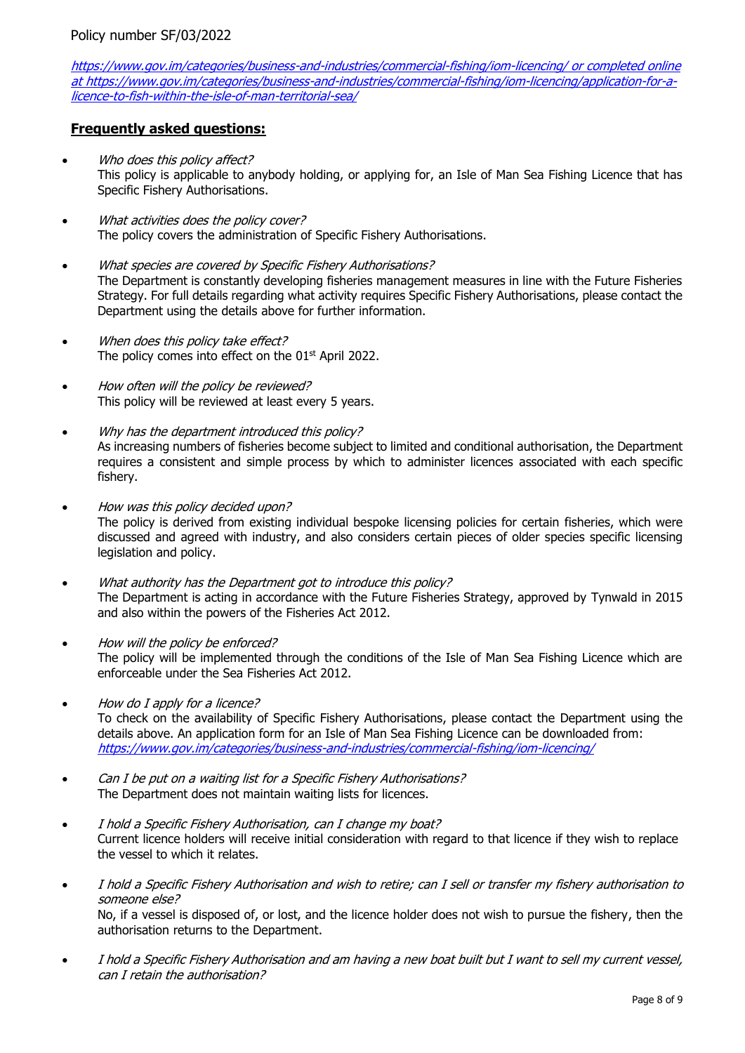*https://www.gov.im/categories/business-and-industries/commercial-fishing/iom-licencing/ or completed online at https://www.gov.im/categories/business-and-industries/commercial-fishing/iom-licencing/application-for-a-licence-to-fish-within-the-isle-of-man-territorial-sea/*

## Frequently asked questions:

- *Who does this policy affect?*
  This policy is applicable to anybody holding, or applying for, an Isle of Man Sea Fishing Licence that has Specific Fishery Authorisations.

- *What activities does the policy cover?*
  The policy covers the administration of Specific Fishery Authorisations.

- *What species are covered by Specific Fishery Authorisations?*
  The Department is constantly developing fisheries management measures in line with the Future Fisheries Strategy. For full details regarding what activity requires Specific Fishery Authorisations, please contact the Department using the details above for further information.

- *When does this policy take effect?*
  The policy comes into effect on the 01st April 2022.

- *How often will the policy be reviewed?*
  This policy will be reviewed at least every 5 years.

- *Why has the department introduced this policy?*
  As increasing numbers of fisheries become subject to limited and conditional authorisation, the Department requires a consistent and simple process by which to administer licences associated with each specific fishery.

- *How was this policy decided upon?*
  The policy is derived from existing individual bespoke licensing policies for certain fisheries, which were discussed and agreed with industry, and also considers certain pieces of older species specific licensing legislation and policy.

- *What authority has the Department got to introduce this policy?*
  The Department is acting in accordance with the Future Fisheries Strategy, approved by Tynwald in 2015 and also within the powers of the Fisheries Act 2012.

- *How will the policy be enforced?*
  The policy will be implemented through the conditions of the Isle of Man Sea Fishing Licence which are enforceable under the Sea Fisheries Act 2012.

- *How do I apply for a licence?*
  To check on the availability of Specific Fishery Authorisations, please contact the Department using the details above. An application form for an Isle of Man Sea Fishing Licence can be downloaded from: *https://www.gov.im/categories/business-and-industries/commercial-fishing/iom-licencing/*

- *Can I be put on a waiting list for a Specific Fishery Authorisations?*
  The Department does not maintain waiting lists for licences.

- *I hold a Specific Fishery Authorisation, can I change my boat?*
  Current licence holders will receive initial consideration with regard to that licence if they wish to replace the vessel to which it relates.

- *I hold a Specific Fishery Authorisation and wish to retire; can I sell or transfer my fishery authorisation to someone else?*
  No, if a vessel is disposed of, or lost, and the licence holder does not wish to pursue the fishery, then the authorisation returns to the Department.

- *I hold a Specific Fishery Authorisation and am having a new boat built but I want to sell my current vessel, can I retain the authorisation?*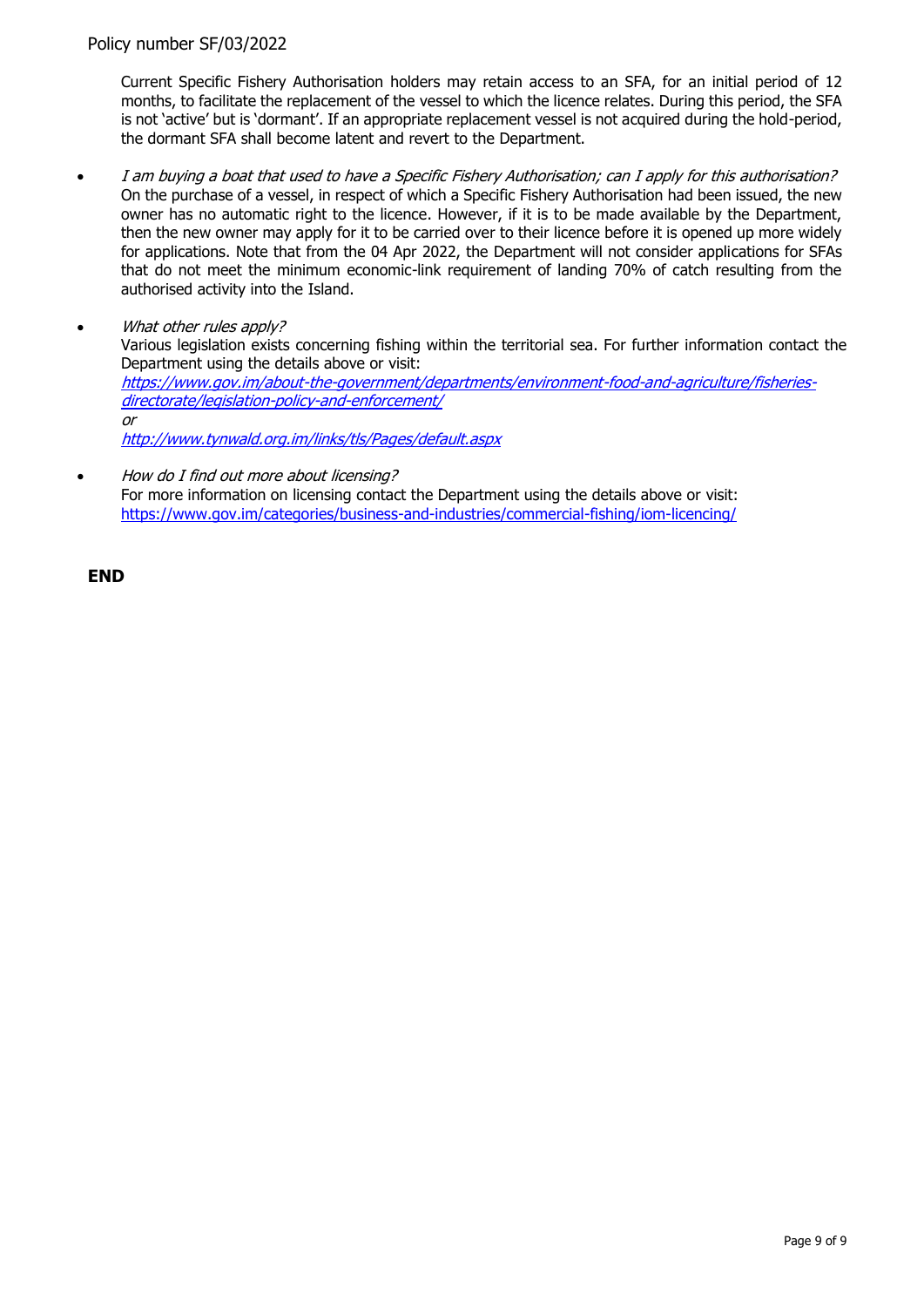Current Specific Fishery Authorisation holders may retain access to an SFA, for an initial period of 12 months, to facilitate the replacement of the vessel to which the licence relates. During this period, the SFA is not 'active' but is 'dormant'. If an appropriate replacement vessel is not acquired during the hold-period, the dormant SFA shall become latent and revert to the Department.

- *I am buying a boat that used to have a Specific Fishery Authorisation; can I apply for this authorisation?*
  On the purchase of a vessel, in respect of which a Specific Fishery Authorisation had been issued, the new owner has no automatic right to the licence. However, if it is to be made available by the Department, then the new owner may apply for it to be carried over to their licence before it is opened up more widely for applications. Note that from the 04 Apr 2022, the Department will not consider applications for SFAs that do not meet the minimum economic-link requirement of landing 70% of catch resulting from the authorised activity into the Island.

- *What other rules apply?*
  Various legislation exists concerning fishing within the territorial sea. For further information contact the Department using the details above or visit:
  *https://www.gov.im/about-the-government/departments/environment-food-and-agriculture/fisheries-directorate/legislation-policy-and-enforcement/*
  *or*
  *http://www.tynwald.org.im/links/tls/Pages/default.aspx*

- *How do I find out more about licensing?*
  For more information on licensing contact the Department using the details above or visit:
  https://www.gov.im/categories/business-and-industries/commercial-fishing/iom-licencing/

**END**